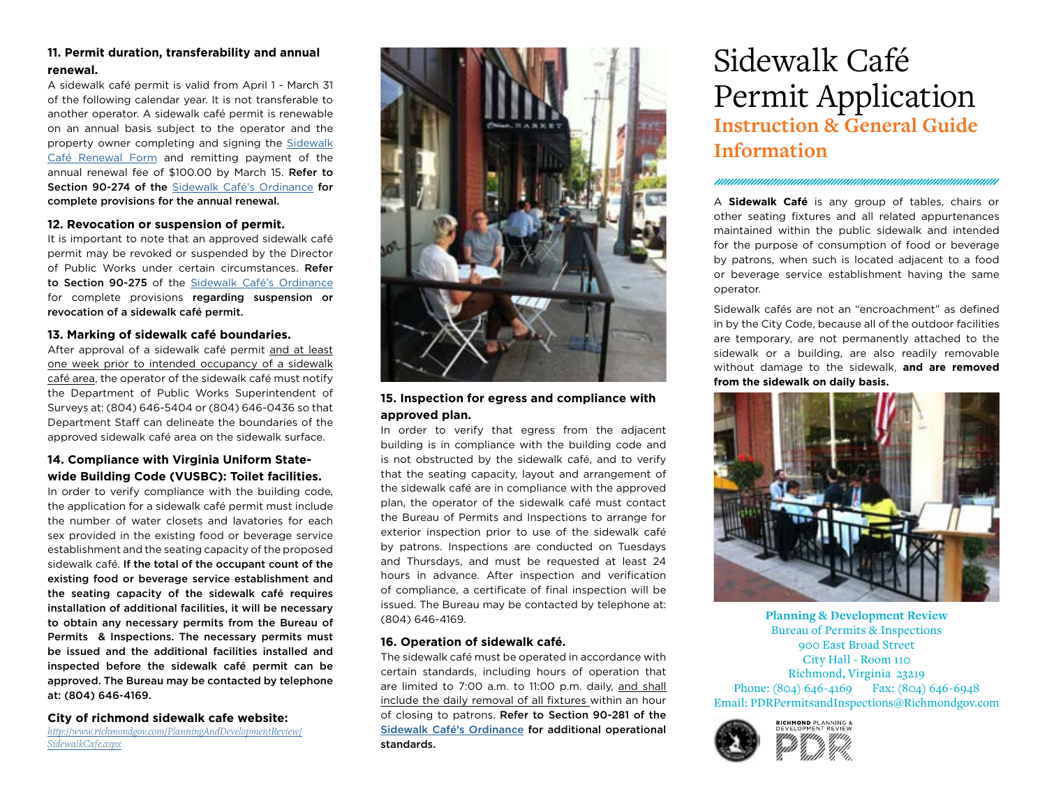### 11. Permit duration, transferability and annual renewal.

A sidewalk café permit is valid from April 1 - March 31 of the following calendar year. It is not transferable to another operator. A sidewalk café permit is renewable on an annual basis subject to the operator and the property owner completing and signing the Sidewalk Café Renewal Form and remitting payment of the annual renewal fee of $100.00 by March 15. **Refer to Section 90-274 of the Sidewalk Café's Ordinance for complete provisions for the annual renewal.**

### 12. Revocation or suspension of permit.

It is important to note that an approved sidewalk café permit may be revoked or suspended by the Director of Public Works under certain circumstances. **Refer to Section 90-275** of the Sidewalk Café's Ordinance for complete provisions **regarding suspension or revocation of a sidewalk café permit.**

### 13. Marking of sidewalk café boundaries.

After approval of a sidewalk café permit and at least one week prior to intended occupancy of a sidewalk café area, the operator of the sidewalk café must notify the Department of Public Works Superintendent of Surveys at: (804) 646-5404 or (804) 646-0436 so that Department Staff can delineate the boundaries of the approved sidewalk café area on the sidewalk surface.

### 14. Compliance with Virginia Uniform State-wide Building Code (VUSBC): Toilet facilities.

In order to verify compliance with the building code, the application for a sidewalk café permit must include the number of water closets and lavatories for each sex provided in the existing food or beverage service establishment and the seating capacity of the proposed sidewalk café. **If the total of the occupant count of the existing food or beverage service establishment and the seating capacity of the sidewalk café requires installation of additional facilities, it will be necessary to obtain any necessary permits from the Bureau of Permits & Inspections. The necessary permits must be issued and the additional facilities installed and inspected before the sidewalk café permit can be approved. The Bureau may be contacted by telephone at: (804) 646-4169.**

### City of richmond sidewalk cafe website:

*http://www.richmondgov.com/PlanningAndDevelopmentReview/SidewalkCafe.aspx*

### 15. Inspection for egress and compliance with approved plan.

In order to verify that egress from the adjacent building is in compliance with the building code and is not obstructed by the sidewalk café, and to verify that the seating capacity, layout and arrangement of the sidewalk café are in compliance with the approved plan, the operator of the sidewalk café must contact the Bureau of Permits and Inspections to arrange for exterior inspection prior to use of the sidewalk café by patrons. Inspections are conducted on Tuesdays and Thursdays, and must be requested at least 24 hours in advance. After inspection and verification of compliance, a certificate of final inspection will be issued. The Bureau may be contacted by telephone at: (804) 646-4169.

### 16. Operation of sidewalk café.

The sidewalk café must be operated in accordance with certain standards, including hours of operation that are limited to 7:00 a.m. to 11:00 p.m. daily, and shall include the daily removal of all fixtures within an hour of closing to patrons. **Refer to Section 90-281 of the Sidewalk Café's Ordinance for additional operational standards.**

# Sidewalk Café Permit Application

## Instruction & General Guide Information

A **Sidewalk Café** is any group of tables, chairs or other seating fixtures and all related appurtenances maintained within the public sidewalk and intended for the purpose of consumption of food or beverage by patrons, when such is located adjacent to a food or beverage service establishment having the same operator.

Sidewalk cafés are not an "encroachment" as defined in by the City Code, because all of the outdoor facilities are temporary, are not permanently attached to the sidewalk or a building, are also readily removable without damage to the sidewalk, **and are removed from the sidewalk on daily basis.**

**Planning & Development Review**
Bureau of Permits & Inspections
900 East Broad Street
City Hall - Room 110
Richmond, Virginia 23219
Phone: (804) 646-4169 Fax: (804) 646-6948
Email: PDRPermitsandInspections@Richmondgov.com

RICHMOND PLANNING & DEVELOPMENT REVIEW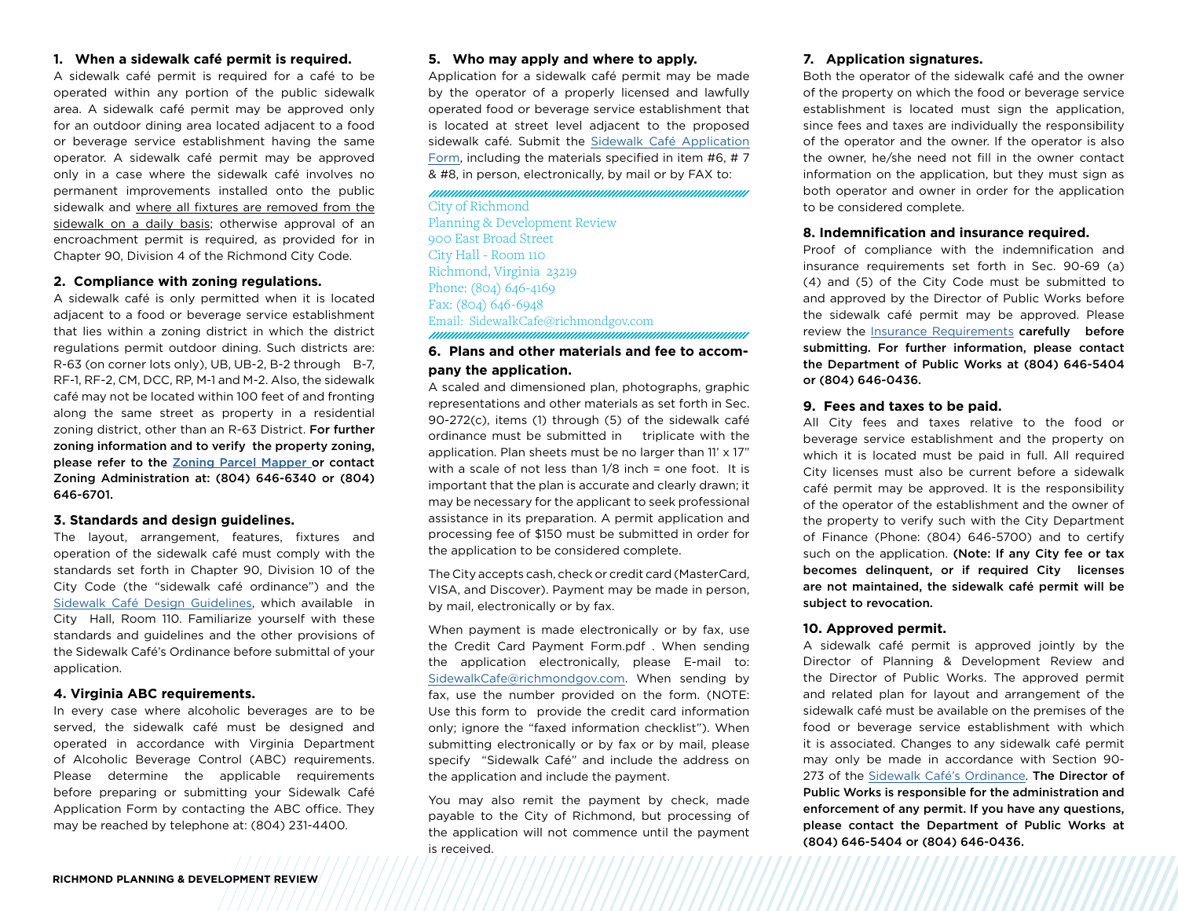## 1. When a sidewalk café permit is required.

A sidewalk café permit is required for a café to be operated within any portion of the public sidewalk area. A sidewalk café permit may be approved only for an outdoor dining area located adjacent to a food or beverage service establishment having the same operator. A sidewalk café permit may be approved only in a case where the sidewalk café involves no permanent improvements installed onto the public sidewalk and where all fixtures are removed from the sidewalk on a daily basis; otherwise approval of an encroachment permit is required, as provided for in Chapter 90, Division 4 of the Richmond City Code.

## 2. Compliance with zoning regulations.

A sidewalk café is only permitted when it is located adjacent to a food or beverage service establishment that lies within a zoning district in which the district regulations permit outdoor dining. Such districts are: R-63 (on corner lots only), UB, UB-2, B-2 through B-7, RF-1, RF-2, CM, DCC, RP, M-1 and M-2. Also, the sidewalk café may not be located within 100 feet of and fronting along the same street as property in a residential zoning district, other than an R-63 District. **For further zoning information and to verify the property zoning, please refer to the Zoning Parcel Mapper or contact Zoning Administration at: (804) 646-6340 or (804) 646-6701.**

## 3. Standards and design guidelines.

The layout, arrangement, features, fixtures and operation of the sidewalk café must comply with the standards set forth in Chapter 90, Division 10 of the City Code (the "sidewalk café ordinance") and the Sidewalk Café Design Guidelines, which available in City Hall, Room 110. Familiarize yourself with these standards and guidelines and the other provisions of the Sidewalk Café's Ordinance before submittal of your application.

## 4. Virginia ABC requirements.

In every case where alcoholic beverages are to be served, the sidewalk café must be designed and operated in accordance with Virginia Department of Alcoholic Beverage Control (ABC) requirements. Please determine the applicable requirements before preparing or submitting your Sidewalk Café Application Form by contacting the ABC office. They may be reached by telephone at: (804) 231-4400.

## 5. Who may apply and where to apply.

Application for a sidewalk café permit may be made by the operator of a properly licensed and lawfully operated food or beverage service establishment that is located at street level adjacent to the proposed sidewalk café. Submit the Sidewalk Café Application Form, including the materials specified in item #6, # 7 & #8, in person, electronically, by mail or by FAX to:

City of Richmond
Planning & Development Review
900 East Broad Street
City Hall - Room 110
Richmond, Virginia 23219
Phone: (804) 646-4169
Fax: (804) 646-6948
Email: SidewalkCafe@richmondgov.com

## 6. Plans and other materials and fee to accompany the application.

A scaled and dimensioned plan, photographs, graphic representations and other materials as set forth in Sec. 90-272(c), items (1) through (5) of the sidewalk café ordinance must be submitted in triplicate with the application. Plan sheets must be no larger than 11' x 17" with a scale of not less than 1/8 inch = one foot. It is important that the plan is accurate and clearly drawn; it may be necessary for the applicant to seek professional assistance in its preparation. A permit application and processing fee of $150 must be submitted in order for the application to be considered complete.

The City accepts cash, check or credit card (MasterCard, VISA, and Discover). Payment may be made in person, by mail, electronically or by fax.

When payment is made electronically or by fax, use the Credit Card Payment Form.pdf . When sending the application electronically, please E-mail to: SidewalkCafe@richmondgov.com. When sending by fax, use the number provided on the form. (NOTE: Use this form to provide the credit card information only; ignore the "faxed information checklist"). When submitting electronically or by fax or by mail, please specify "Sidewalk Café" and include the address on the application and include the payment.

You may also remit the payment by check, made payable to the City of Richmond, but processing of the application will not commence until the payment is received.

## 7. Application signatures.

Both the operator of the sidewalk café and the owner of the property on which the food or beverage service establishment is located must sign the application, since fees and taxes are individually the responsibility of the operator and the owner. If the operator is also the owner, he/she need not fill in the owner contact information on the application, but they must sign as both operator and owner in order for the application to be considered complete.

## 8. Indemnification and insurance required.

Proof of compliance with the indemnification and insurance requirements set forth in Sec. 90-69 (a) (4) and (5) of the City Code must be submitted to and approved by the Director of Public Works before the sidewalk café permit may be approved. Please review the Insurance Requirements **carefully before submitting. For further information, please contact the Department of Public Works at (804) 646-5404 or (804) 646-0436.**

## 9. Fees and taxes to be paid.

All City fees and taxes relative to the food or beverage service establishment and the property on which it is located must be paid in full. All required City licenses must also be current before a sidewalk café permit may be approved. It is the responsibility of the operator of the establishment and the owner of the property to verify such with the City Department of Finance (Phone: (804) 646-5700) and to certify such on the application. **(Note: If any City fee or tax becomes delinquent, or if required City licenses are not maintained, the sidewalk café permit will be subject to revocation.**

## 10. Approved permit.

A sidewalk café permit is approved jointly by the Director of Planning & Development Review and the Director of Public Works. The approved permit and related plan for layout and arrangement of the sidewalk café must be available on the premises of the food or beverage service establishment with which it is associated. Changes to any sidewalk café permit may only be made in accordance with Section 90-273 of the Sidewalk Café's Ordinance. **The Director of Public Works is responsible for the administration and enforcement of any permit. If you have any questions, please contact the Department of Public Works at (804) 646-5404 or (804) 646-0436.**